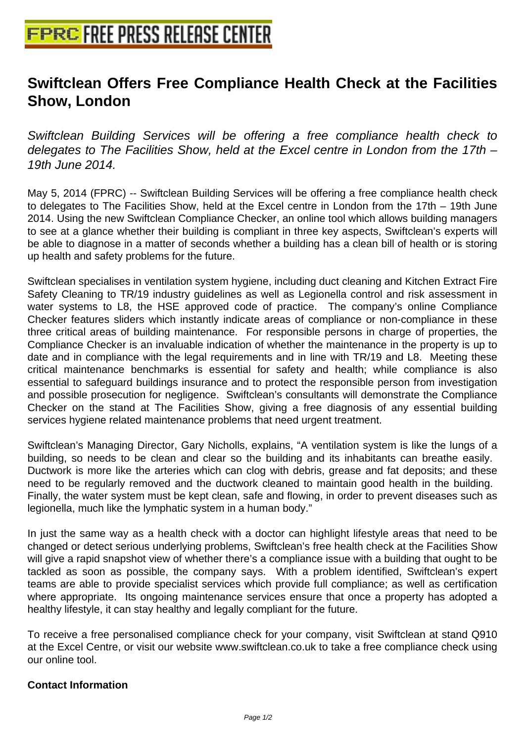# Swiftclean Offers Free Compliance Health Check at the Facilities Show, London

*Swiftclean Building Services will be offering a free compliance health check to delegates to The Facilities Show, held at the Excel centre in London from the 17th – 19th June 2014.*

May 5, 2014 (FPRC) -- Swiftclean Building Services will be offering a free compliance health check to delegates to The Facilities Show, held at the Excel centre in London from the 17th – 19th June 2014. Using the new Swiftclean Compliance Checker, an online tool which allows building managers to see at a glance whether their building is compliant in three key aspects, Swiftclean's experts will be able to diagnose in a matter of seconds whether a building has a clean bill of health or is storing up health and safety problems for the future.

Swiftclean specialises in ventilation system hygiene, including duct cleaning and Kitchen Extract Fire Safety Cleaning to TR/19 industry guidelines as well as Legionella control and risk assessment in water systems to L8, the HSE approved code of practice. The company's online Compliance Checker features sliders which instantly indicate areas of compliance or non-compliance in these three critical areas of building maintenance. For responsible persons in charge of properties, the Compliance Checker is an invaluable indication of whether the maintenance in the property is up to date and in compliance with the legal requirements and in line with TR/19 and L8. Meeting these critical maintenance benchmarks is essential for safety and health; while compliance is also essential to safeguard buildings insurance and to protect the responsible person from investigation and possible prosecution for negligence. Swiftclean's consultants will demonstrate the Compliance Checker on the stand at The Facilities Show, giving a free diagnosis of any essential building services hygiene related maintenance problems that need urgent treatment.

Swiftclean's Managing Director, Gary Nicholls, explains, "A ventilation system is like the lungs of a building, so needs to be clean and clear so the building and its inhabitants can breathe easily. Ductwork is more like the arteries which can clog with debris, grease and fat deposits; and these need to be regularly removed and the ductwork cleaned to maintain good health in the building. Finally, the water system must be kept clean, safe and flowing, in order to prevent diseases such as legionella, much like the lymphatic system in a human body."

In just the same way as a health check with a doctor can highlight lifestyle areas that need to be changed or detect serious underlying problems, Swiftclean's free health check at the Facilities Show will give a rapid snapshot view of whether there's a compliance issue with a building that ought to be tackled as soon as possible, the company says. With a problem identified, Swiftclean's expert teams are able to provide specialist services which provide full compliance; as well as certification where appropriate. Its ongoing maintenance services ensure that once a property has adopted a healthy lifestyle, it can stay healthy and legally compliant for the future.

To receive a free personalised compliance check for your company, visit Swiftclean at stand Q910 at the Excel Centre, or visit our website www.swiftclean.co.uk to take a free compliance check using our online tool.

**Contact Information**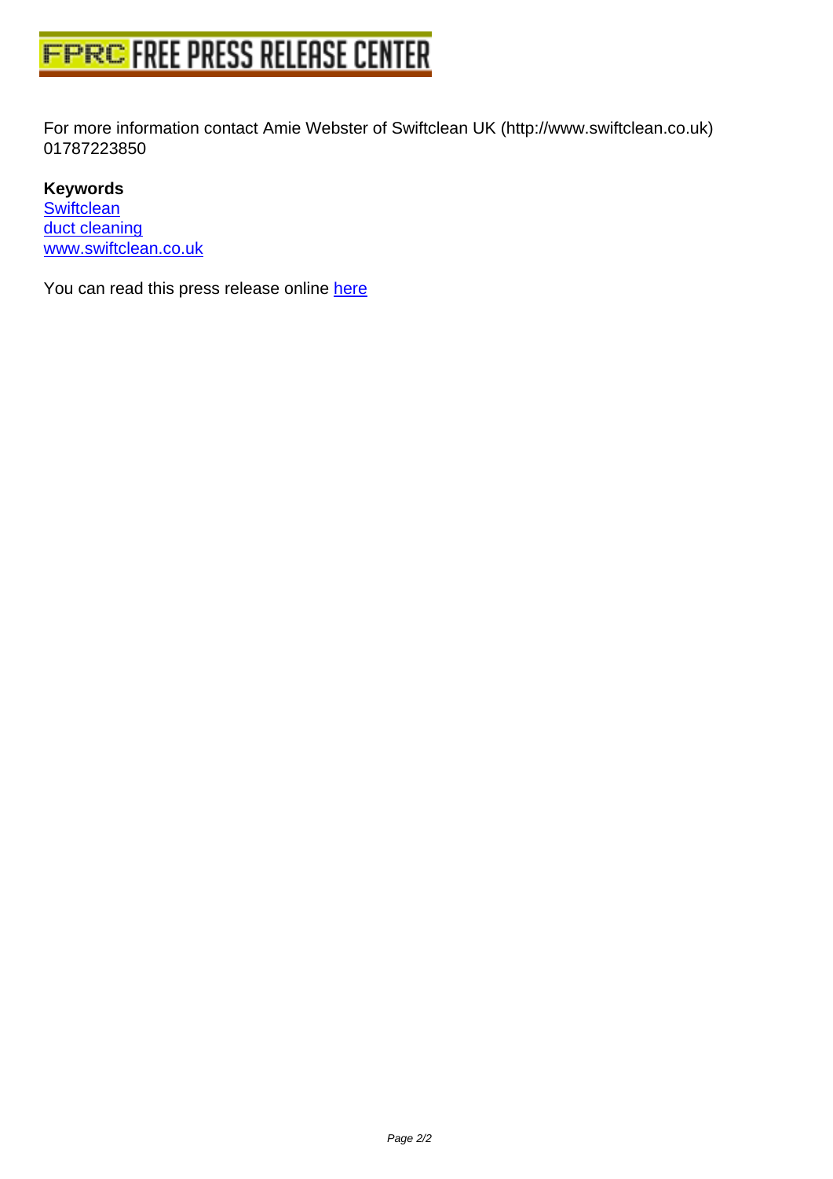For more information contact Amie Webster of Swiftclean UK (http://www.swiftclean.co.uk)
01787223850

**Keywords**
Swiftclean
duct cleaning
www.swiftclean.co.uk

You can read this press release online here